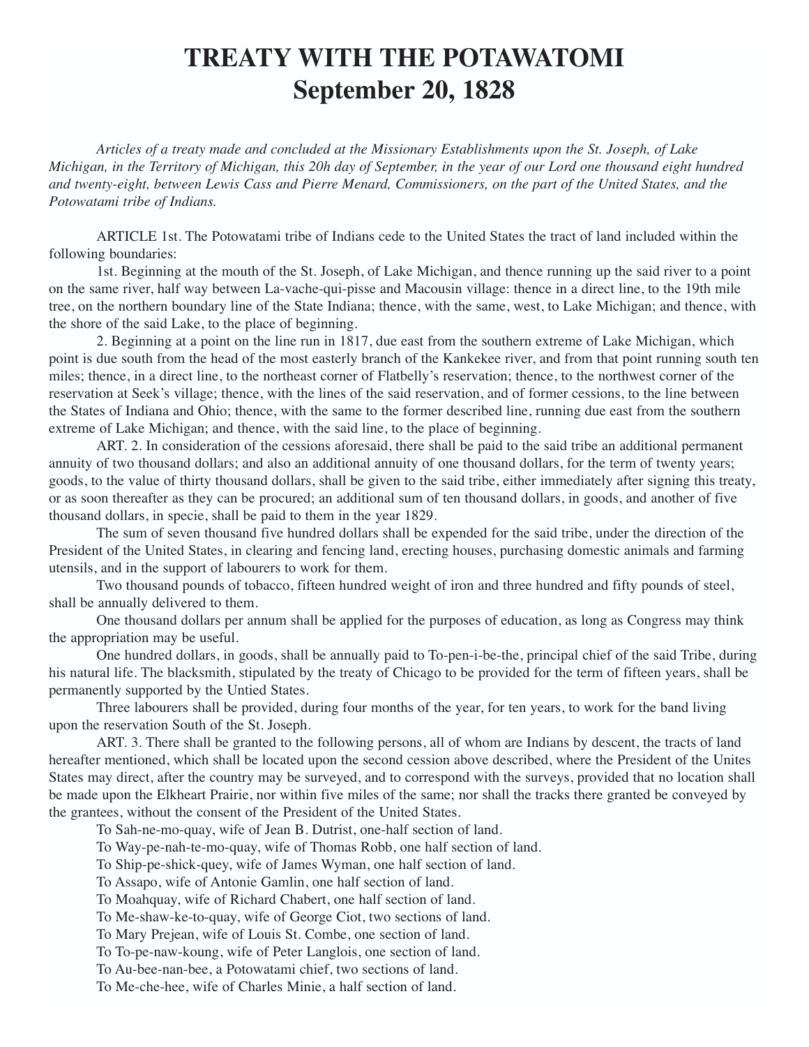# TREATY WITH THE POTAWATOMI
# September 20, 1828

*Articles of a treaty made and concluded at the Missionary Establishments upon the St. Joseph, of Lake Michigan, in the Territory of Michigan, this 20h day of September, in the year of our Lord one thousand eight hundred and twenty-eight, between Lewis Cass and Pierre Menard, Commissioners, on the part of the United States, and the Potowatami tribe of Indians.*

ARTICLE 1st. The Potowatami tribe of Indians cede to the United States the tract of land included within the following boundaries:

1st. Beginning at the mouth of the St. Joseph, of Lake Michigan, and thence running up the said river to a point on the same river, half way between La-vache-qui-pisse and Macousin village: thence in a direct line, to the 19th mile tree, on the northern boundary line of the State Indiana; thence, with the same, west, to Lake Michigan; and thence, with the shore of the said Lake, to the place of beginning.

2. Beginning at a point on the line run in 1817, due east from the southern extreme of Lake Michigan, which point is due south from the head of the most easterly branch of the Kankekee river, and from that point running south ten miles; thence, in a direct line, to the northeast corner of Flatbelly's reservation; thence, to the northwest corner of the reservation at Seek's village; thence, with the lines of the said reservation, and of former cessions, to the line between the States of Indiana and Ohio; thence, with the same to the former described line, running due east from the southern extreme of Lake Michigan; and thence, with the said line, to the place of beginning.

ART. 2. In consideration of the cessions aforesaid, there shall be paid to the said tribe an additional permanent annuity of two thousand dollars; and also an additional annuity of one thousand dollars, for the term of twenty years; goods, to the value of thirty thousand dollars, shall be given to the said tribe, either immediately after signing this treaty, or as soon thereafter as they can be procured; an additional sum of ten thousand dollars, in goods, and another of five thousand dollars, in specie, shall be paid to them in the year 1829.

The sum of seven thousand five hundred dollars shall be expended for the said tribe, under the direction of the President of the United States, in clearing and fencing land, erecting houses, purchasing domestic animals and farming utensils, and in the support of labourers to work for them.

Two thousand pounds of tobacco, fifteen hundred weight of iron and three hundred and fifty pounds of steel, shall be annually delivered to them.

One thousand dollars per annum shall be applied for the purposes of education, as long as Congress may think the appropriation may be useful.

One hundred dollars, in goods, shall be annually paid to To-pen-i-be-the, principal chief of the said Tribe, during his natural life. The blacksmith, stipulated by the treaty of Chicago to be provided for the term of fifteen years, shall be permanently supported by the Untied States.

Three labourers shall be provided, during four months of the year, for ten years, to work for the band living upon the reservation South of the St. Joseph.

ART. 3. There shall be granted to the following persons, all of whom are Indians by descent, the tracts of land hereafter mentioned, which shall be located upon the second cession above described, where the President of the Unites States may direct, after the country may be surveyed, and to correspond with the surveys, provided that no location shall be made upon the Elkheart Prairie, nor within five miles of the same; nor shall the tracks there granted be conveyed by the grantees, without the consent of the President of the United States.

To Sah-ne-mo-quay, wife of Jean B. Dutrist, one-half section of land.

To Way-pe-nah-te-mo-quay, wife of Thomas Robb, one half section of land.

To Ship-pe-shick-quey, wife of James Wyman, one half section of land.

To Assapo, wife of Antonie Gamlin, one half section of land.

To Moahquay, wife of Richard Chabert, one half section of land.

To Me-shaw-ke-to-quay, wife of George Ciot, two sections of land.

To Mary Prejean, wife of Louis St. Combe, one section of land.

To To-pe-naw-koung, wife of Peter Langlois, one section of land.

To Au-bee-nan-bee, a Potowatami chief, two sections of land.

To Me-che-hee, wife of Charles Minie, a half section of land.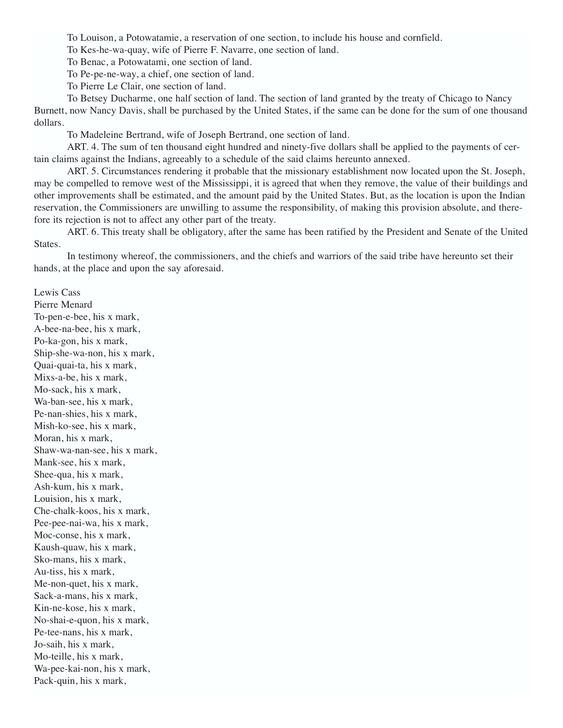To Louison, a Potowatamie, a reservation of one section, to include his house and cornfield.

To Kes-he-wa-quay, wife of Pierre F. Navarre, one section of land.

To Benac, a Potowatami, one section of land.

To Pe-pe-ne-way, a chief, one section of land.

To Pierre Le Clair, one section of land.

To Betsey Ducharme, one half section of land. The section of land granted by the treaty of Chicago to Nancy Burnett, now Nancy Davis, shall be purchased by the United States, if the same can be done for the sum of one thousand dollars.

To Madeleine Bertrand, wife of Joseph Bertrand, one section of land.

ART. 4. The sum of ten thousand eight hundred and ninety-five dollars shall be applied to the payments of certain claims against the Indians, agreeably to a schedule of the said claims hereunto annexed.

ART. 5. Circumstances rendering it probable that the missionary establishment now located upon the St. Joseph, may be compelled to remove west of the Mississippi, it is agreed that when they remove, the value of their buildings and other improvements shall be estimated, and the amount paid by the United States. But, as the location is upon the Indian reservation, the Commissioners are unwilling to assume the responsibility, of making this provision absolute, and therefore its rejection is not to affect any other part of the treaty.

ART. 6. This treaty shall be obligatory, after the same has been ratified by the President and Senate of the United States.

In testimony whereof, the commissioners, and the chiefs and warriors of the said tribe have hereunto set their hands, at the place and upon the say aforesaid.

Lewis Cass  
Pierre Menard  
To-pen-e-bee, his x mark,  
A-bee-na-bee, his x mark,  
Po-ka-gon, his x mark,  
Ship-she-wa-non, his x mark,  
Quai-quai-ta, his x mark,  
Mixs-a-be, his x mark,  
Mo-sack, his x mark,  
Wa-ban-see, his x mark,  
Pe-nan-shies, his x mark,  
Mish-ko-see, his x mark,  
Moran, his x mark,  
Shaw-wa-nan-see, his x mark,  
Mank-see, his x mark,  
Shee-qua, his x mark,  
Ash-kum, his x mark,  
Louision, his x mark,  
Che-chalk-koos, his x mark,  
Pee-pee-nai-wa, his x mark,  
Moc-conse, his x mark,  
Kaush-quaw, his x mark,  
Sko-mans, his x mark,  
Au-tiss, his x mark,  
Me-non-quet, his x mark,  
Sack-a-mans, his x mark,  
Kin-ne-kose, his x mark,  
No-shai-e-quon, his x mark,  
Pe-tee-nans, his x mark,  
Jo-saih, his x mark,  
Mo-teille, his x mark,  
Wa-pee-kai-non, his x mark,  
Pack-quin, his x mark,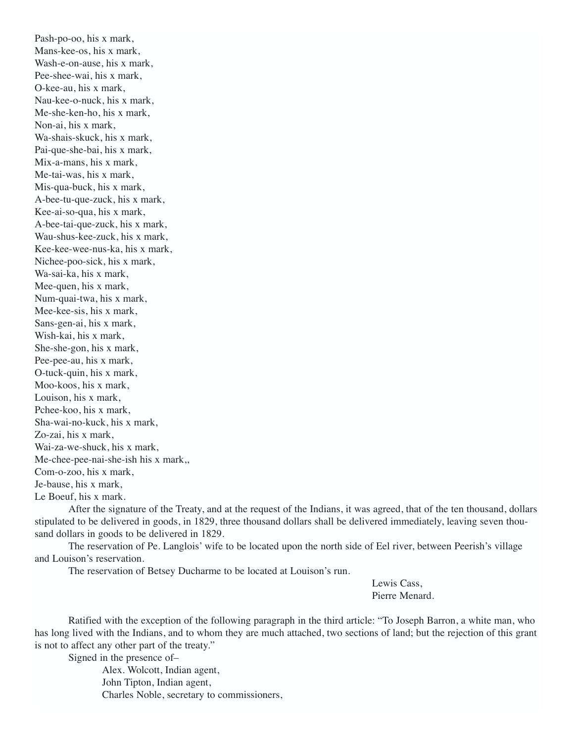Pash-po-oo, his x mark,
Mans-kee-os, his x mark,
Wash-e-on-ause, his x mark,
Pee-shee-wai, his x mark,
O-kee-au, his x mark,
Nau-kee-o-nuck, his x mark,
Me-she-ken-ho, his x mark,
Non-ai, his x mark,
Wa-shais-skuck, his x mark,
Pai-que-she-bai, his x mark,
Mix-a-mans, his x mark,
Me-tai-was, his x mark,
Mis-qua-buck, his x mark,
A-bee-tu-que-zuck, his x mark,
Kee-ai-so-qua, his x mark,
A-bee-tai-que-zuck, his x mark,
Wau-shus-kee-zuck, his x mark,
Kee-kee-wee-nus-ka, his x mark,
Nichee-poo-sick, his x mark,
Wa-sai-ka, his x mark,
Mee-quen, his x mark,
Num-quai-twa, his x mark,
Mee-kee-sis, his x mark,
Sans-gen-ai, his x mark,
Wish-kai, his x mark,
She-she-gon, his x mark,
Pee-pee-au, his x mark,
O-tuck-quin, his x mark,
Moo-koos, his x mark,
Louison, his x mark,
Pchee-koo, his x mark,
Sha-wai-no-kuck, his x mark,
Zo-zai, his x mark,
Wai-za-we-shuck, his x mark,
Me-chee-pee-nai-she-ish his x mark,,
Com-o-zoo, his x mark,
Je-bause, his x mark,
Le Boeuf, his x mark.

After the signature of the Treaty, and at the request of the Indians, it was agreed, that of the ten thousand, dollars stipulated to be delivered in goods, in 1829, three thousand dollars shall be delivered immediately, leaving seven thousand dollars in goods to be delivered in 1829.

The reservation of Pe. Langlois' wife to be located upon the north side of Eel river, between Peerish's village and Louison's reservation.

The reservation of Betsey Ducharme to be located at Louison's run.

Lewis Cass,
Pierre Menard.

Ratified with the exception of the following paragraph in the third article: "To Joseph Barron, a white man, who has long lived with the Indians, and to whom they are much attached, two sections of land; but the rejection of this grant is not to affect any other part of the treaty."

Signed in the presence of–

Alex. Wolcott, Indian agent,
John Tipton, Indian agent,
Charles Noble, secretary to commissioners,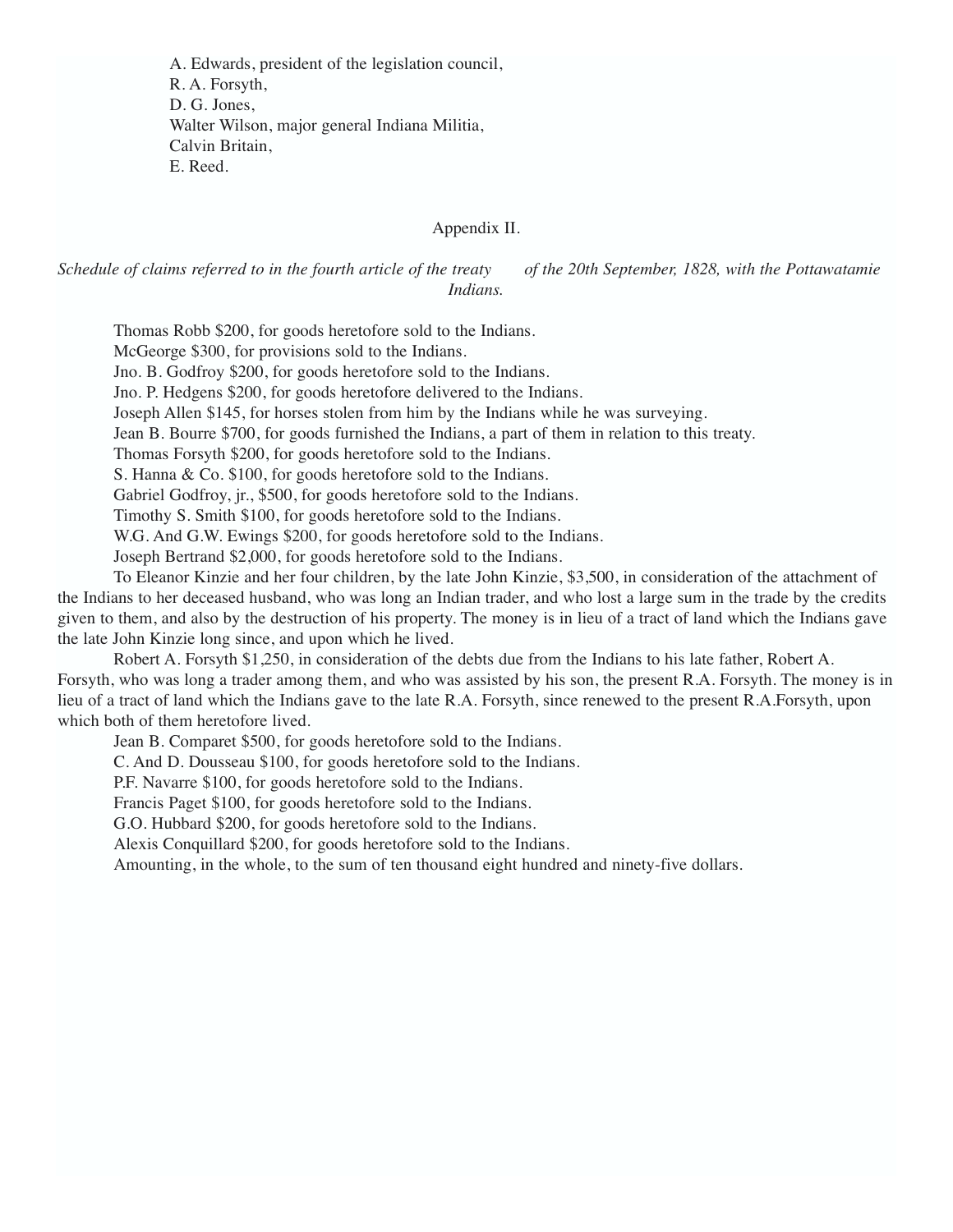A. Edwards, president of the legislation council,
R. A. Forsyth,
D. G. Jones,
Walter Wilson, major general Indiana Militia,
Calvin Britain,
E. Reed.

## Appendix II.

*Schedule of claims referred to in the fourth article of the treaty of the 20th September, 1828, with the Pottawatamie Indians.*

Thomas Robb $200, for goods heretofore sold to the Indians.
McGeorge $300, for provisions sold to the Indians.
Jno. B. Godfroy $200, for goods heretofore sold to the Indians.
Jno. P. Hedgens $200, for goods heretofore delivered to the Indians.
Joseph Allen $145, for horses stolen from him by the Indians while he was surveying.
Jean B. Bourre $700, for goods furnished the Indians, a part of them in relation to this treaty.
Thomas Forsyth $200, for goods heretofore sold to the Indians.
S. Hanna & Co. $100, for goods heretofore sold to the Indians.
Gabriel Godfroy, jr., $500, for goods heretofore sold to the Indians.
Timothy S. Smith $100, for goods heretofore sold to the Indians.
W.G. And G.W. Ewings $200, for goods heretofore sold to the Indians.
Joseph Bertrand $2,000, for goods heretofore sold to the Indians.

To Eleanor Kinzie and her four children, by the late John Kinzie, $3,500, in consideration of the attachment of the Indians to her deceased husband, who was long an Indian trader, and who lost a large sum in the trade by the credits given to them, and also by the destruction of his property. The money is in lieu of a tract of land which the Indians gave the late John Kinzie long since, and upon which he lived.

Robert A. Forsyth $1,250, in consideration of the debts due from the Indians to his late father, Robert A. Forsyth, who was long a trader among them, and who was assisted by his son, the present R.A. Forsyth. The money is in lieu of a tract of land which the Indians gave to the late R.A. Forsyth, since renewed to the present R.A.Forsyth, upon which both of them heretofore lived.

Jean B. Comparet $500, for goods heretofore sold to the Indians.
C. And D. Dousseau $100, for goods heretofore sold to the Indians.
P.F. Navarre $100, for goods heretofore sold to the Indians.
Francis Paget $100, for goods heretofore sold to the Indians.
G.O. Hubbard $200, for goods heretofore sold to the Indians.
Alexis Conquillard $200, for goods heretofore sold to the Indians.
Amounting, in the whole, to the sum of ten thousand eight hundred and ninety-five dollars.